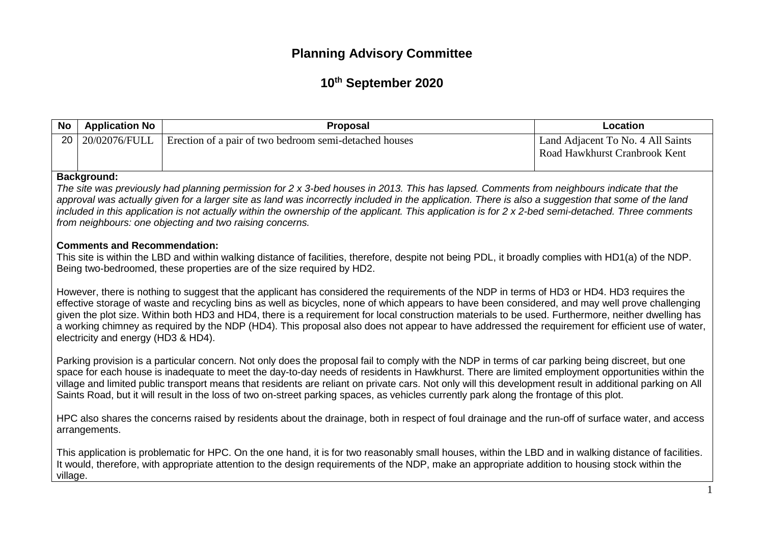# Planning Advisory Committee

## 10th September 2020

| No | Application No | Proposal | Location |
|---|---|---|---|
| 20 | 20/02076/FULL | Erection of a pair of two bedroom semi-detached houses | Land Adjacent To No. 4 All Saints Road Hawkhurst Cranbrook Kent |

**Background:**

*The site was previously had planning permission for 2 x 3-bed houses in 2013. This has lapsed. Comments from neighbours indicate that the approval was actually given for a larger site as land was incorrectly included in the application. There is also a suggestion that some of the land included in this application is not actually within the ownership of the applicant. This application is for 2 x 2-bed semi-detached. Three comments from neighbours: one objecting and two raising concerns.*

**Comments and Recommendation:**

This site is within the LBD and within walking distance of facilities, therefore, despite not being PDL, it broadly complies with HD1(a) of the NDP. Being two-bedroomed, these properties are of the size required by HD2.

However, there is nothing to suggest that the applicant has considered the requirements of the NDP in terms of HD3 or HD4. HD3 requires the effective storage of waste and recycling bins as well as bicycles, none of which appears to have been considered, and may well prove challenging given the plot size. Within both HD3 and HD4, there is a requirement for local construction materials to be used. Furthermore, neither dwelling has a working chimney as required by the NDP (HD4). This proposal also does not appear to have addressed the requirement for efficient use of water, electricity and energy (HD3 & HD4).

Parking provision is a particular concern. Not only does the proposal fail to comply with the NDP in terms of car parking being discreet, but one space for each house is inadequate to meet the day-to-day needs of residents in Hawkhurst. There are limited employment opportunities within the village and limited public transport means that residents are reliant on private cars. Not only will this development result in additional parking on All Saints Road, but it will result in the loss of two on-street parking spaces, as vehicles currently park along the frontage of this plot.

HPC also shares the concerns raised by residents about the drainage, both in respect of foul drainage and the run-off of surface water, and access arrangements.

This application is problematic for HPC. On the one hand, it is for two reasonably small houses, within the LBD and in walking distance of facilities. It would, therefore, with appropriate attention to the design requirements of the NDP, make an appropriate addition to housing stock within the village.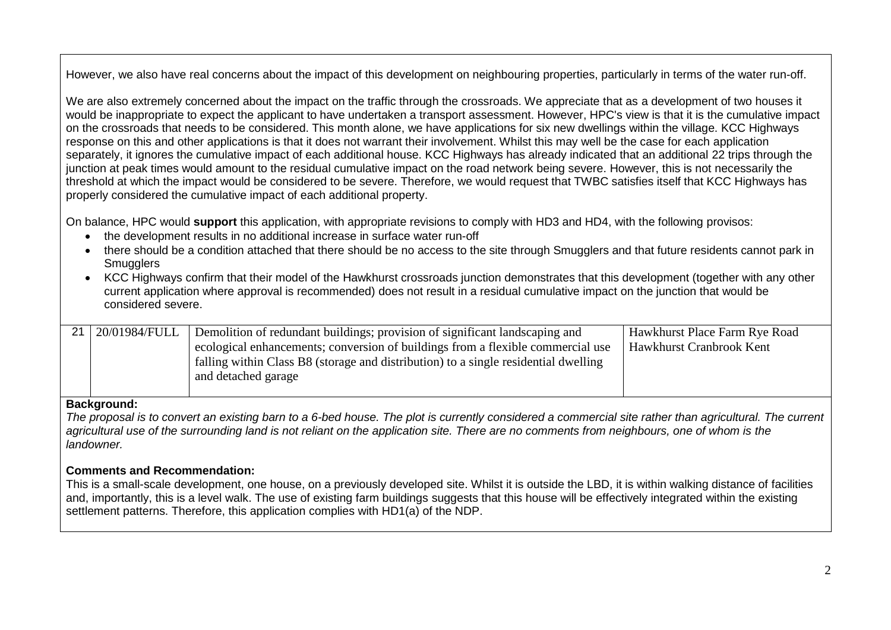However, we also have real concerns about the impact of this development on neighbouring properties, particularly in terms of the water run-off.

We are also extremely concerned about the impact on the traffic through the crossroads. We appreciate that as a development of two houses it would be inappropriate to expect the applicant to have undertaken a transport assessment. However, HPC's view is that it is the cumulative impact on the crossroads that needs to be considered. This month alone, we have applications for six new dwellings within the village. KCC Highways response on this and other applications is that it does not warrant their involvement. Whilst this may well be the case for each application separately, it ignores the cumulative impact of each additional house. KCC Highways has already indicated that an additional 22 trips through the junction at peak times would amount to the residual cumulative impact on the road network being severe. However, this is not necessarily the threshold at which the impact would be considered to be severe. Therefore, we would request that TWBC satisfies itself that KCC Highways has properly considered the cumulative impact of each additional property.

On balance, HPC would **support** this application, with appropriate revisions to comply with HD3 and HD4, with the following provisos:

- the development results in no additional increase in surface water run-off
- there should be a condition attached that there should be no access to the site through Smugglers and that future residents cannot park in Smugglers
- KCC Highways confirm that their model of the Hawkhurst crossroads junction demonstrates that this development (together with any other current application where approval is recommended) does not result in a residual cumulative impact on the junction that would be considered severe.

| 21 | 20/01984/FULL | Demolition of redundant buildings; provision of significant landscaping and ecological enhancements; conversion of buildings from a flexible commercial use falling within Class B8 (storage and distribution) to a single residential dwelling and detached garage | Hawkhurst Place Farm Rye Road Hawkhurst Cranbrook Kent |
|---|---|---|---|

**Background:**

*The proposal is to convert an existing barn to a 6-bed house. The plot is currently considered a commercial site rather than agricultural. The current agricultural use of the surrounding land is not reliant on the application site. There are no comments from neighbours, one of whom is the landowner.*

**Comments and Recommendation:**

This is a small-scale development, one house, on a previously developed site. Whilst it is outside the LBD, it is within walking distance of facilities and, importantly, this is a level walk. The use of existing farm buildings suggests that this house will be effectively integrated within the existing settlement patterns. Therefore, this application complies with HD1(a) of the NDP.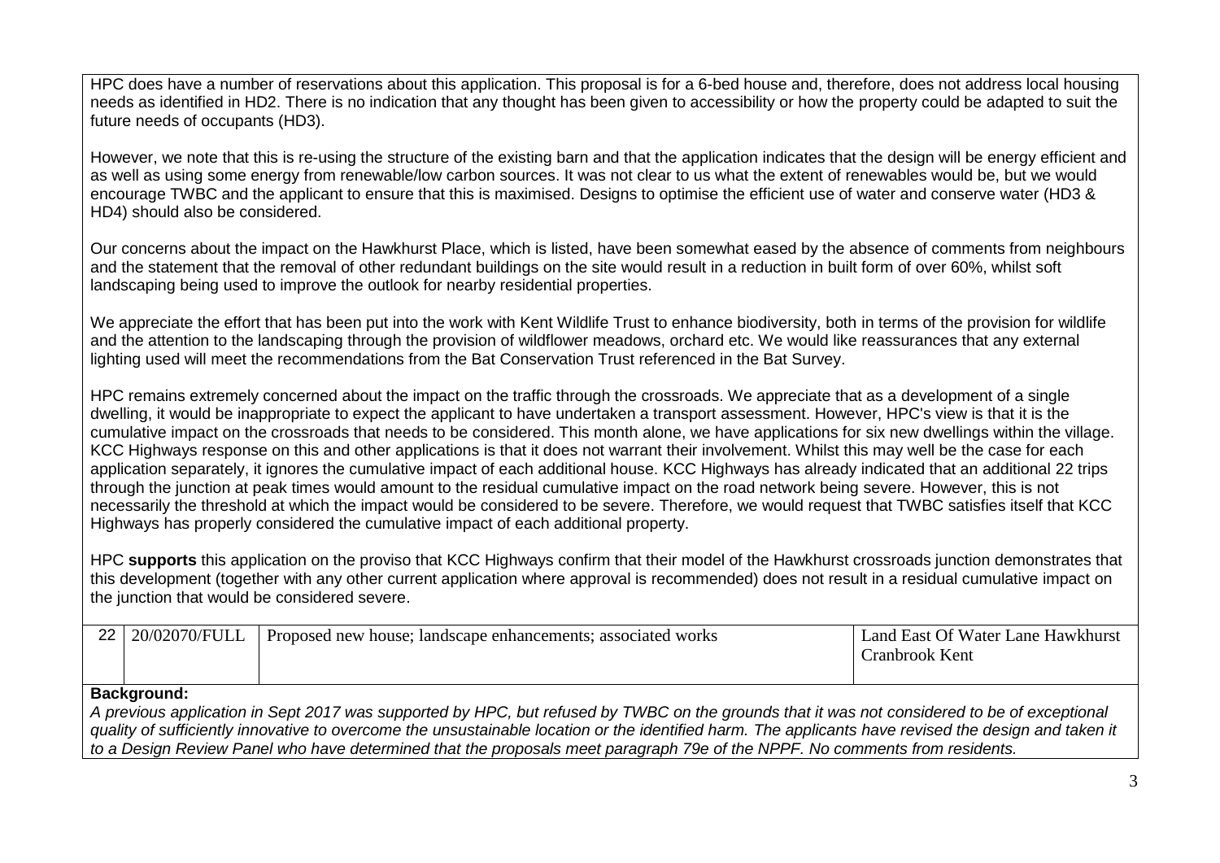HPC does have a number of reservations about this application. This proposal is for a 6-bed house and, therefore, does not address local housing needs as identified in HD2. There is no indication that any thought has been given to accessibility or how the property could be adapted to suit the future needs of occupants (HD3).

However, we note that this is re-using the structure of the existing barn and that the application indicates that the design will be energy efficient and as well as using some energy from renewable/low carbon sources. It was not clear to us what the extent of renewables would be, but we would encourage TWBC and the applicant to ensure that this is maximised. Designs to optimise the efficient use of water and conserve water (HD3 & HD4) should also be considered.

Our concerns about the impact on the Hawkhurst Place, which is listed, have been somewhat eased by the absence of comments from neighbours and the statement that the removal of other redundant buildings on the site would result in a reduction in built form of over 60%, whilst soft landscaping being used to improve the outlook for nearby residential properties.

We appreciate the effort that has been put into the work with Kent Wildlife Trust to enhance biodiversity, both in terms of the provision for wildlife and the attention to the landscaping through the provision of wildflower meadows, orchard etc. We would like reassurances that any external lighting used will meet the recommendations from the Bat Conservation Trust referenced in the Bat Survey.

HPC remains extremely concerned about the impact on the traffic through the crossroads. We appreciate that as a development of a single dwelling, it would be inappropriate to expect the applicant to have undertaken a transport assessment. However, HPC's view is that it is the cumulative impact on the crossroads that needs to be considered. This month alone, we have applications for six new dwellings within the village. KCC Highways response on this and other applications is that it does not warrant their involvement. Whilst this may well be the case for each application separately, it ignores the cumulative impact of each additional house. KCC Highways has already indicated that an additional 22 trips through the junction at peak times would amount to the residual cumulative impact on the road network being severe. However, this is not necessarily the threshold at which the impact would be considered to be severe. Therefore, we would request that TWBC satisfies itself that KCC Highways has properly considered the cumulative impact of each additional property.

HPC **supports** this application on the proviso that KCC Highways confirm that their model of the Hawkhurst crossroads junction demonstrates that this development (together with any other current application where approval is recommended) does not result in a residual cumulative impact on the junction that would be considered severe.

| 22 | 20/02070/FULL | Proposed new house; landscape enhancements; associated works | Land East Of Water Lane Hawkhurst Cranbrook Kent |
|---|---|---|---|

**Background:**

*A previous application in Sept 2017 was supported by HPC, but refused by TWBC on the grounds that it was not considered to be of exceptional quality of sufficiently innovative to overcome the unsustainable location or the identified harm. The applicants have revised the design and taken it to a Design Review Panel who have determined that the proposals meet paragraph 79e of the NPPF. No comments from residents.*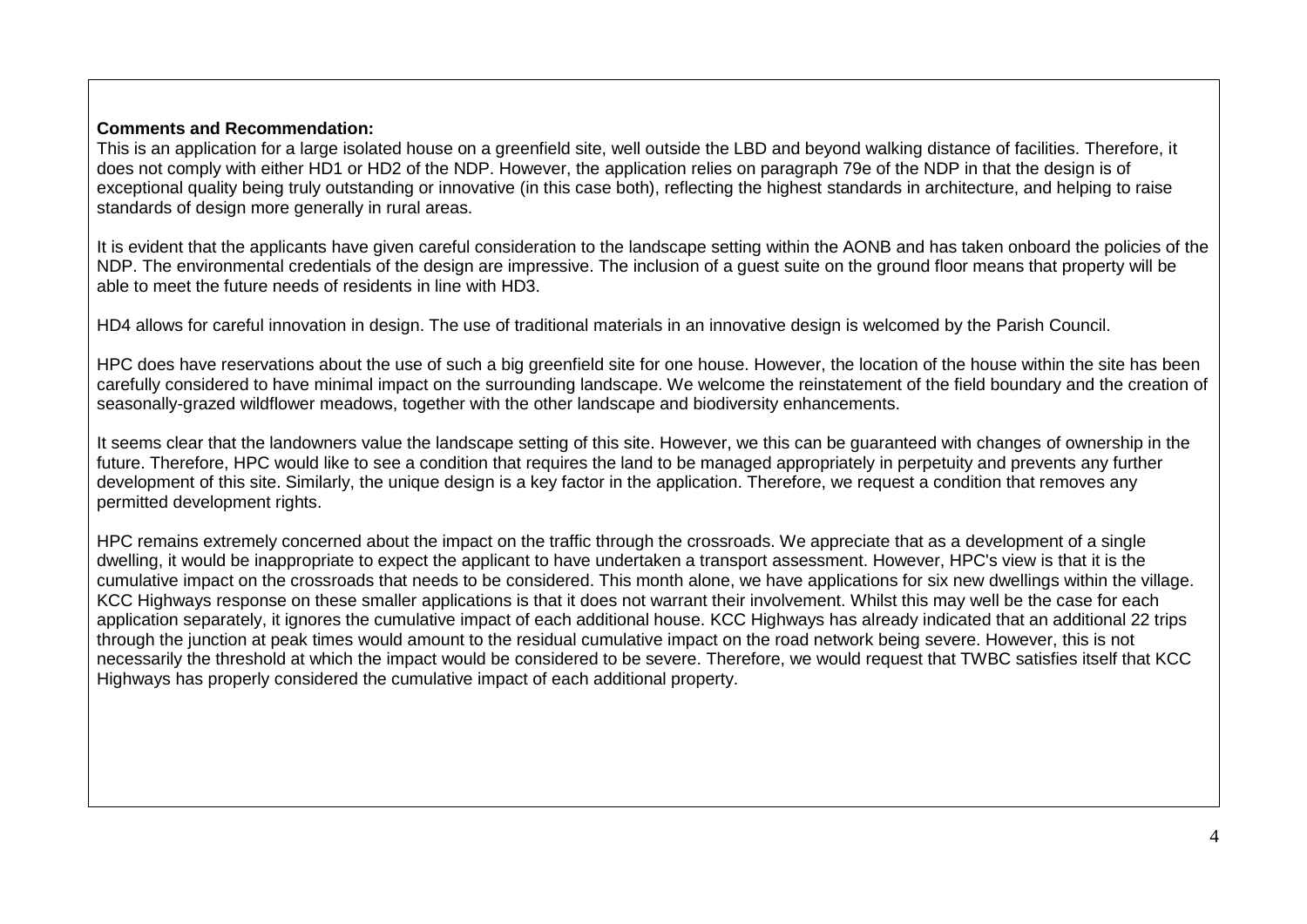**Comments and Recommendation:**

This is an application for a large isolated house on a greenfield site, well outside the LBD and beyond walking distance of facilities. Therefore, it does not comply with either HD1 or HD2 of the NDP. However, the application relies on paragraph 79e of the NDP in that the design is of exceptional quality being truly outstanding or innovative (in this case both), reflecting the highest standards in architecture, and helping to raise standards of design more generally in rural areas.

It is evident that the applicants have given careful consideration to the landscape setting within the AONB and has taken onboard the policies of the NDP. The environmental credentials of the design are impressive. The inclusion of a guest suite on the ground floor means that property will be able to meet the future needs of residents in line with HD3.

HD4 allows for careful innovation in design. The use of traditional materials in an innovative design is welcomed by the Parish Council.

HPC does have reservations about the use of such a big greenfield site for one house. However, the location of the house within the site has been carefully considered to have minimal impact on the surrounding landscape. We welcome the reinstatement of the field boundary and the creation of seasonally-grazed wildflower meadows, together with the other landscape and biodiversity enhancements.

It seems clear that the landowners value the landscape setting of this site. However, we this can be guaranteed with changes of ownership in the future. Therefore, HPC would like to see a condition that requires the land to be managed appropriately in perpetuity and prevents any further development of this site. Similarly, the unique design is a key factor in the application. Therefore, we request a condition that removes any permitted development rights.

HPC remains extremely concerned about the impact on the traffic through the crossroads. We appreciate that as a development of a single dwelling, it would be inappropriate to expect the applicant to have undertaken a transport assessment. However, HPC's view is that it is the cumulative impact on the crossroads that needs to be considered. This month alone, we have applications for six new dwellings within the village. KCC Highways response on these smaller applications is that it does not warrant their involvement. Whilst this may well be the case for each application separately, it ignores the cumulative impact of each additional house. KCC Highways has already indicated that an additional 22 trips through the junction at peak times would amount to the residual cumulative impact on the road network being severe. However, this is not necessarily the threshold at which the impact would be considered to be severe. Therefore, we would request that TWBC satisfies itself that KCC Highways has properly considered the cumulative impact of each additional property.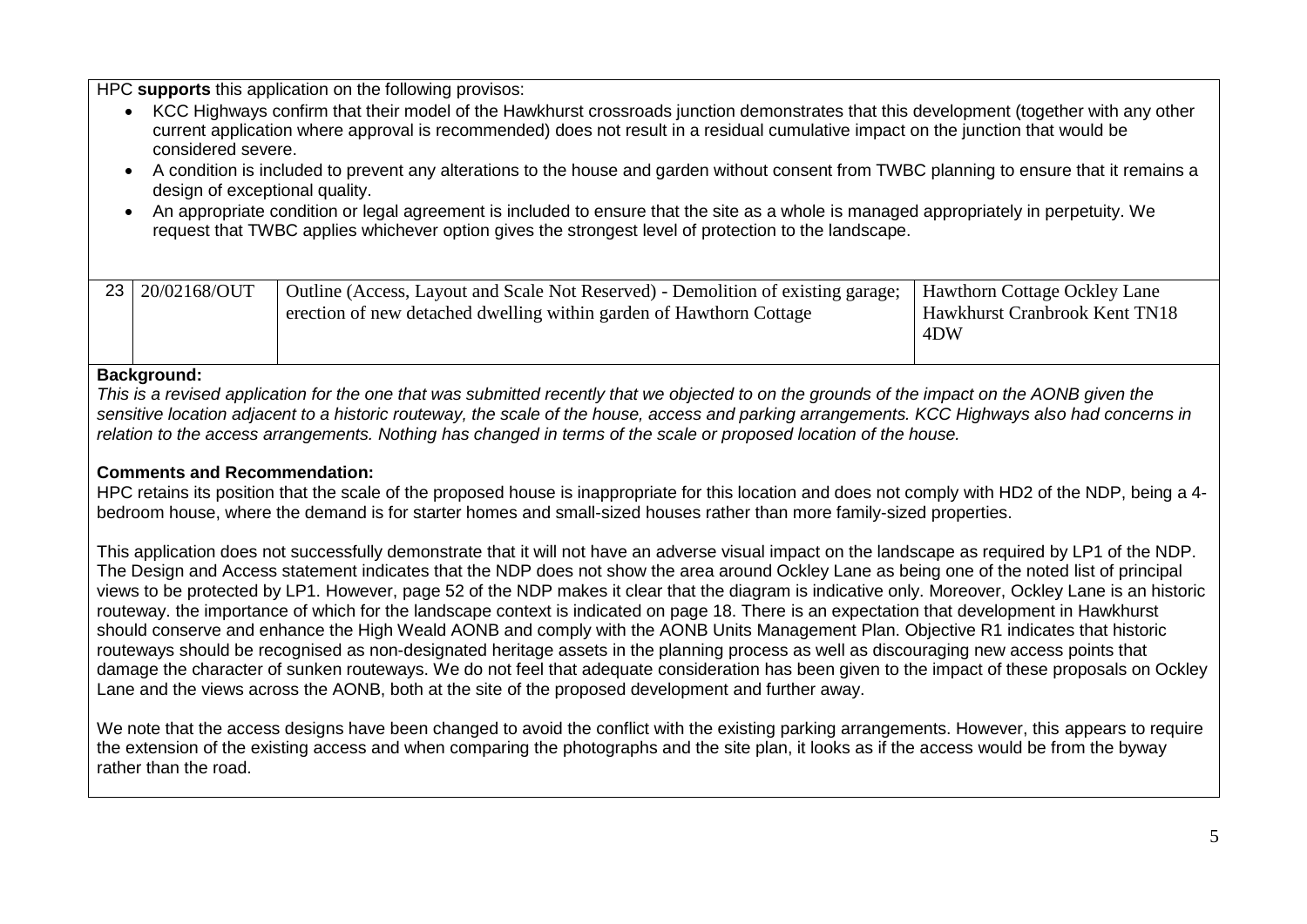HPC **supports** this application on the following provisos:

- KCC Highways confirm that their model of the Hawkhurst crossroads junction demonstrates that this development (together with any other current application where approval is recommended) does not result in a residual cumulative impact on the junction that would be considered severe.
- A condition is included to prevent any alterations to the house and garden without consent from TWBC planning to ensure that it remains a design of exceptional quality.
- An appropriate condition or legal agreement is included to ensure that the site as a whole is managed appropriately in perpetuity. We request that TWBC applies whichever option gives the strongest level of protection to the landscape.

| 23 | 20/02168/OUT | Outline (Access, Layout and Scale Not Reserved) - Demolition of existing garage; erection of new detached dwelling within garden of Hawthorn Cottage | Hawthorn Cottage Ockley Lane Hawkhurst Cranbrook Kent TN18 4DW |
|---|---|---|---|

**Background:**

*This is a revised application for the one that was submitted recently that we objected to on the grounds of the impact on the AONB given the sensitive location adjacent to a historic routeway, the scale of the house, access and parking arrangements. KCC Highways also had concerns in relation to the access arrangements. Nothing has changed in terms of the scale or proposed location of the house.*

**Comments and Recommendation:**

HPC retains its position that the scale of the proposed house is inappropriate for this location and does not comply with HD2 of the NDP, being a 4-bedroom house, where the demand is for starter homes and small-sized houses rather than more family-sized properties.

This application does not successfully demonstrate that it will not have an adverse visual impact on the landscape as required by LP1 of the NDP. The Design and Access statement indicates that the NDP does not show the area around Ockley Lane as being one of the noted list of principal views to be protected by LP1. However, page 52 of the NDP makes it clear that the diagram is indicative only. Moreover, Ockley Lane is an historic routeway. the importance of which for the landscape context is indicated on page 18. There is an expectation that development in Hawkhurst should conserve and enhance the High Weald AONB and comply with the AONB Units Management Plan. Objective R1 indicates that historic routeways should be recognised as non-designated heritage assets in the planning process as well as discouraging new access points that damage the character of sunken routeways. We do not feel that adequate consideration has been given to the impact of these proposals on Ockley Lane and the views across the AONB, both at the site of the proposed development and further away.

We note that the access designs have been changed to avoid the conflict with the existing parking arrangements. However, this appears to require the extension of the existing access and when comparing the photographs and the site plan, it looks as if the access would be from the byway rather than the road.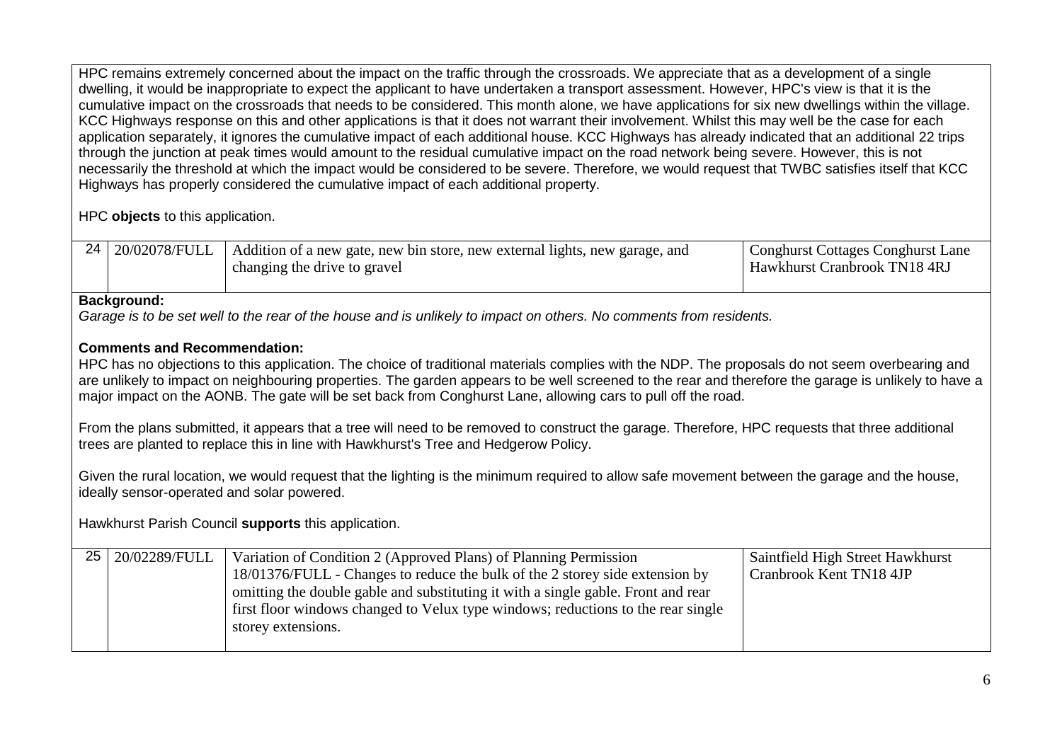HPC remains extremely concerned about the impact on the traffic through the crossroads. We appreciate that as a development of a single dwelling, it would be inappropriate to expect the applicant to have undertaken a transport assessment. However, HPC's view is that it is the cumulative impact on the crossroads that needs to be considered. This month alone, we have applications for six new dwellings within the village. KCC Highways response on this and other applications is that it does not warrant their involvement. Whilst this may well be the case for each application separately, it ignores the cumulative impact of each additional house. KCC Highways has already indicated that an additional 22 trips through the junction at peak times would amount to the residual cumulative impact on the road network being severe. However, this is not necessarily the threshold at which the impact would be considered to be severe. Therefore, we would request that TWBC satisfies itself that KCC Highways has properly considered the cumulative impact of each additional property.

HPC **objects** to this application.

| 24 | 20/02078/FULL | Addition of a new gate, new bin store, new external lights, new garage, and changing the drive to gravel | Conghurst Cottages Conghurst Lane Hawkhurst Cranbrook TN18 4RJ |
|---|---|---|---|

**Background:**

*Garage is to be set well to the rear of the house and is unlikely to impact on others. No comments from residents.*

**Comments and Recommendation:**

HPC has no objections to this application. The choice of traditional materials complies with the NDP. The proposals do not seem overbearing and are unlikely to impact on neighbouring properties. The garden appears to be well screened to the rear and therefore the garage is unlikely to have a major impact on the AONB. The gate will be set back from Conghurst Lane, allowing cars to pull off the road.

From the plans submitted, it appears that a tree will need to be removed to construct the garage. Therefore, HPC requests that three additional trees are planted to replace this in line with Hawkhurst's Tree and Hedgerow Policy.

Given the rural location, we would request that the lighting is the minimum required to allow safe movement between the garage and the house, ideally sensor-operated and solar powered.

Hawkhurst Parish Council **supports** this application.

| 25 | 20/02289/FULL | Variation of Condition 2 (Approved Plans) of Planning Permission 18/01376/FULL - Changes to reduce the bulk of the 2 storey side extension by omitting the double gable and substituting it with a single gable. Front and rear first floor windows changed to Velux type windows; reductions to the rear single storey extensions. | Saintfield High Street Hawkhurst Cranbrook Kent TN18 4JP |
|---|---|---|---|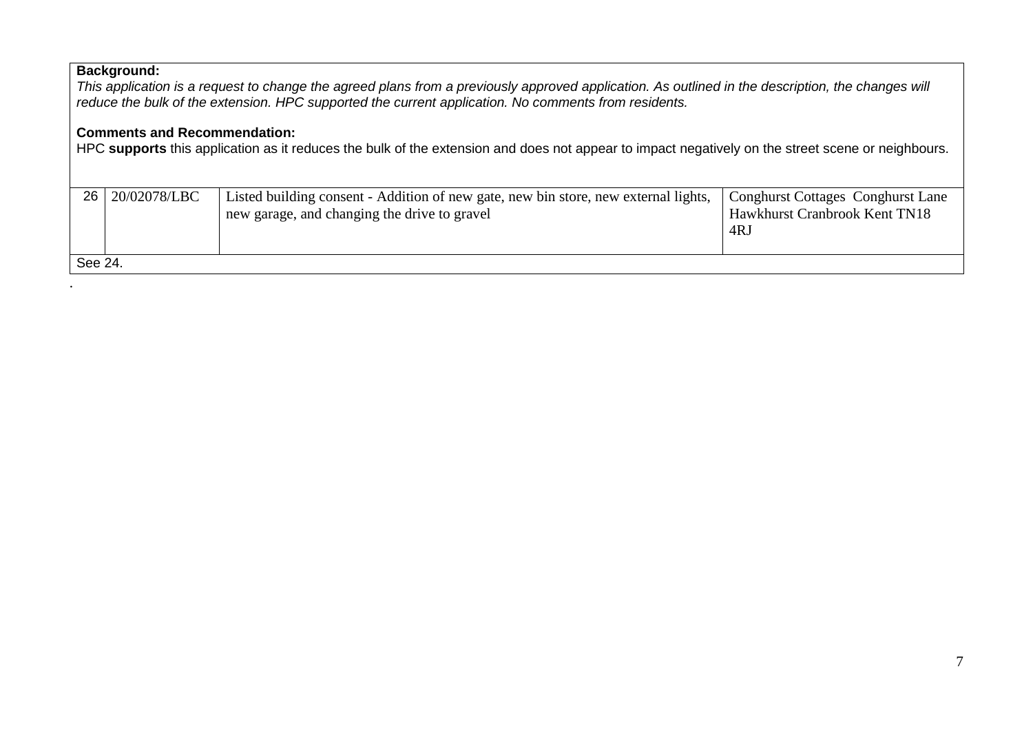**Background:**
*This application is a request to change the agreed plans from a previously approved application. As outlined in the description, the changes will reduce the bulk of the extension. HPC supported the current application. No comments from residents.*

**Comments and Recommendation:**
HPC **supports** this application as it reduces the bulk of the extension and does not appear to impact negatively on the street scene or neighbours.

| | | | |
|---|---|---|---|
| 26 | 20/02078/LBC | Listed building consent - Addition of new gate, new bin store, new external lights, new garage, and changing the drive to gravel | Conghurst Cottages Conghurst Lane Hawkhurst Cranbrook Kent TN18 4RJ |

See 24.

.